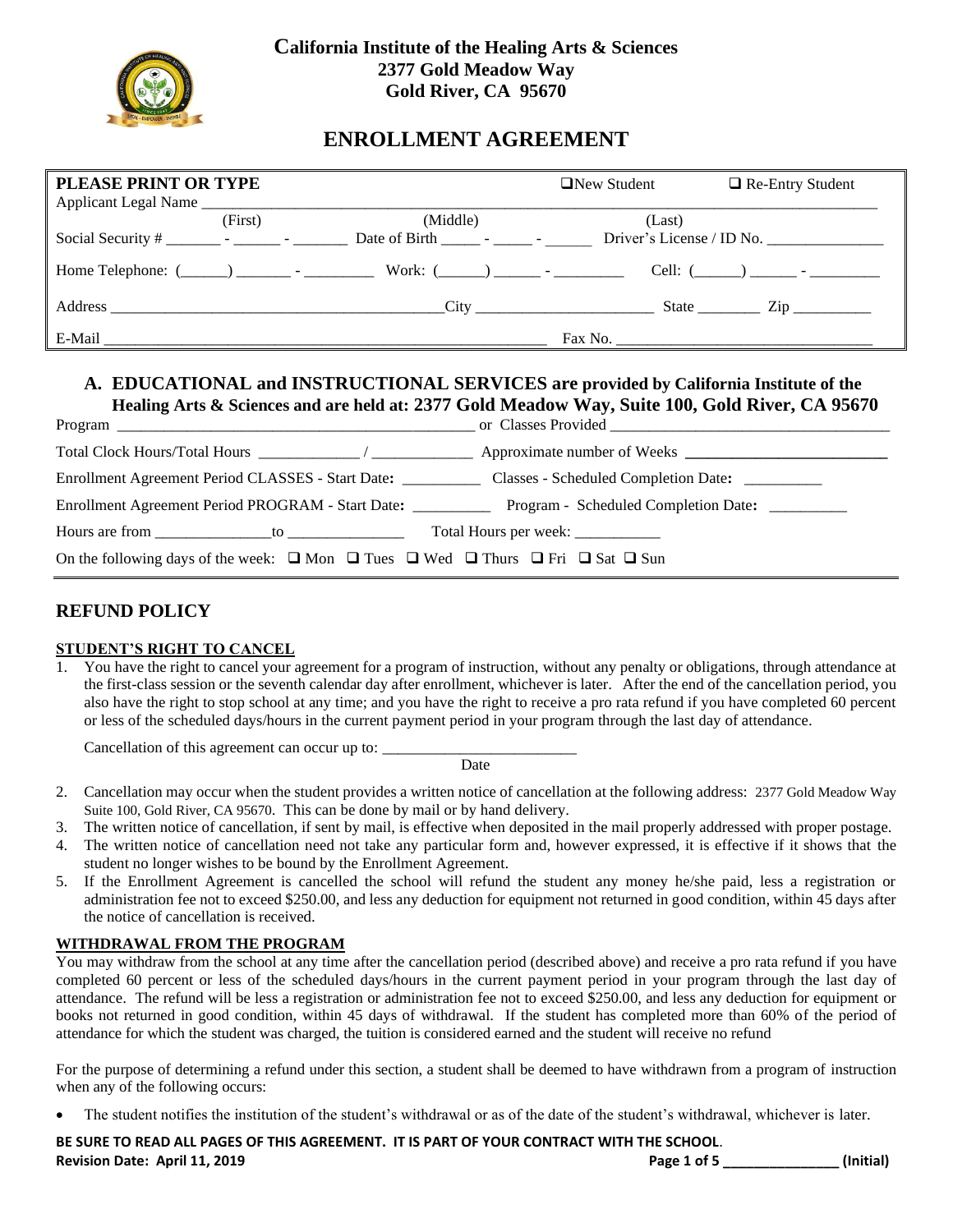**California Institute of the Healing Arts & Sciences**
**2377 Gold Meadow Way**
**Gold River, CA 95670**

# ENROLLMENT AGREEMENT

**PLEASE PRINT OR TYPE** ❑ New Student ❑ Re-Entry Student

Applicant Legal Name ______________________________________________
(First) (Middle) (Last)

Social Security # _______ - ______ - _______ Date of Birth _____ - _____ - ______ Driver's License / ID No. _______________

Home Telephone: (______) _______ - _________ Work: (______) ______ - _________ Cell: (______) ______ - _________

Address __________________________________________City ______________________ State ________ Zip __________

E-Mail _______________________________________________________ Fax No. _________________________________

## A. EDUCATIONAL and INSTRUCTIONAL SERVICES are provided by California Institute of the Healing Arts & Sciences and are held at: 2377 Gold Meadow Way, Suite 100, Gold River, CA 95670

Program _______________________________________________ or Classes Provided ___________________________________

Total Clock Hours/Total Hours _____________ / _____________ Approximate number of Weeks ___________________________

Enrollment Agreement Period CLASSES - Start Date**:** __________ Classes - Scheduled Completion Date**:** __________

Enrollment Agreement Period PROGRAM - Start Date**:** __________ Program - Scheduled Completion Date**:** __________

Hours are from _______________to _______________ Total Hours per week: ___________

On the following days of the week: ❑ Mon ❑ Tues ❑ Wed ❑ Thurs ❑ Fri ❑ Sat ❑ Sun

## REFUND POLICY

### STUDENT'S RIGHT TO CANCEL

1. You have the right to cancel your agreement for a program of instruction, without any penalty or obligations, through attendance at the first-class session or the seventh calendar day after enrollment, whichever is later. After the end of the cancellation period, you also have the right to stop school at any time; and you have the right to receive a pro rata refund if you have completed 60 percent or less of the scheduled days/hours in the current payment period in your program through the last day of attendance.

   Cancellation of this agreement can occur up to: _________________________
   Date

2. Cancellation may occur when the student provides a written notice of cancellation at the following address: 2377 Gold Meadow Way Suite 100, Gold River, CA 95670. This can be done by mail or by hand delivery.
3. The written notice of cancellation, if sent by mail, is effective when deposited in the mail properly addressed with proper postage.
4. The written notice of cancellation need not take any particular form and, however expressed, it is effective if it shows that the student no longer wishes to be bound by the Enrollment Agreement.
5. If the Enrollment Agreement is cancelled the school will refund the student any money he/she paid, less a registration or administration fee not to exceed $250.00, and less any deduction for equipment not returned in good condition, within 45 days after the notice of cancellation is received.

### WITHDRAWAL FROM THE PROGRAM

You may withdraw from the school at any time after the cancellation period (described above) and receive a pro rata refund if you have completed 60 percent or less of the scheduled days/hours in the current payment period in your program through the last day of attendance. The refund will be less a registration or administration fee not to exceed $250.00, and less any deduction for equipment or books not returned in good condition, within 45 days of withdrawal. If the student has completed more than 60% of the period of attendance for which the student was charged, the tuition is considered earned and the student will receive no refund

For the purpose of determining a refund under this section, a student shall be deemed to have withdrawn from a program of instruction when any of the following occurs:

- The student notifies the institution of the student's withdrawal or as of the date of the student's withdrawal, whichever is later.

**BE SURE TO READ ALL PAGES OF THIS AGREEMENT. IT IS PART OF YOUR CONTRACT WITH THE SCHOOL.**
**Revision Date: April 11, 2019** _______________ **(Initial)**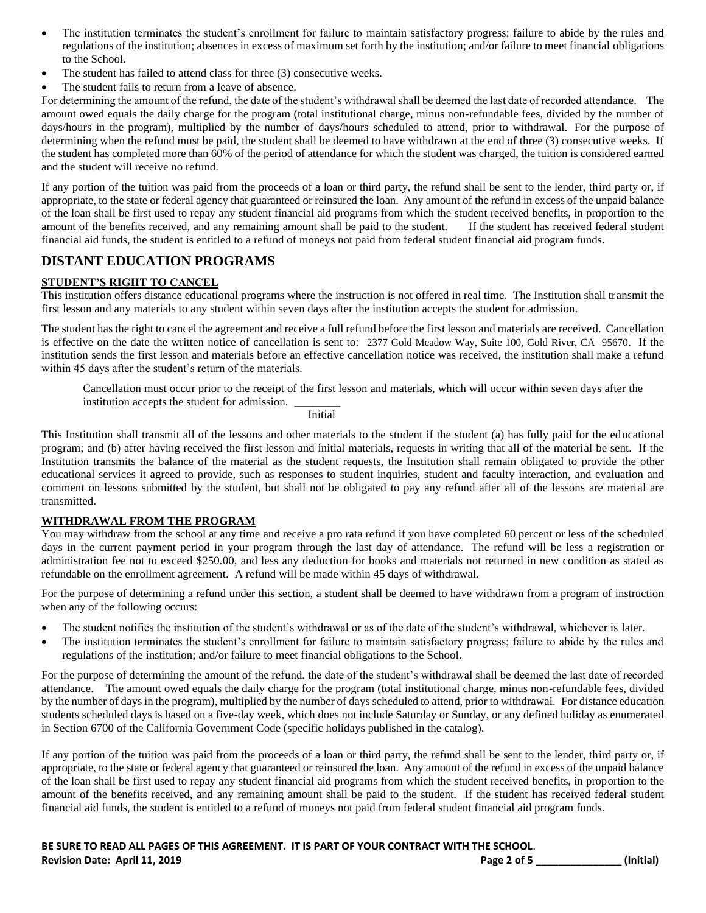- The institution terminates the student's enrollment for failure to maintain satisfactory progress; failure to abide by the rules and regulations of the institution; absences in excess of maximum set forth by the institution; and/or failure to meet financial obligations to the School.
- The student has failed to attend class for three (3) consecutive weeks.
- The student fails to return from a leave of absence.

For determining the amount of the refund, the date of the student's withdrawal shall be deemed the last date of recorded attendance. The amount owed equals the daily charge for the program (total institutional charge, minus non-refundable fees, divided by the number of days/hours in the program), multiplied by the number of days/hours scheduled to attend, prior to withdrawal. For the purpose of determining when the refund must be paid, the student shall be deemed to have withdrawn at the end of three (3) consecutive weeks. If the student has completed more than 60% of the period of attendance for which the student was charged, the tuition is considered earned and the student will receive no refund.

If any portion of the tuition was paid from the proceeds of a loan or third party, the refund shall be sent to the lender, third party or, if appropriate, to the state or federal agency that guaranteed or reinsured the loan. Any amount of the refund in excess of the unpaid balance of the loan shall be first used to repay any student financial aid programs from which the student received benefits, in proportion to the amount of the benefits received, and any remaining amount shall be paid to the student. If the student has received federal student financial aid funds, the student is entitled to a refund of moneys not paid from federal student financial aid program funds.

## DISTANT EDUCATION PROGRAMS

**STUDENT'S RIGHT TO CANCEL**

This institution offers distance educational programs where the instruction is not offered in real time. The Institution shall transmit the first lesson and any materials to any student within seven days after the institution accepts the student for admission.

The student has the right to cancel the agreement and receive a full refund before the first lesson and materials are received. Cancellation is effective on the date the written notice of cancellation is sent to: 2377 Gold Meadow Way, Suite 100, Gold River, CA 95670. If the institution sends the first lesson and materials before an effective cancellation notice was received, the institution shall make a refund within 45 days after the student's return of the materials.

> Cancellation must occur prior to the receipt of the first lesson and materials, which will occur within seven days after the institution accepts the student for admission. ________
> Initial

This Institution shall transmit all of the lessons and other materials to the student if the student (a) has fully paid for the educational program; and (b) after having received the first lesson and initial materials, requests in writing that all of the material be sent. If the Institution transmits the balance of the material as the student requests, the Institution shall remain obligated to provide the other educational services it agreed to provide, such as responses to student inquiries, student and faculty interaction, and evaluation and comment on lessons submitted by the student, but shall not be obligated to pay any refund after all of the lessons are material are transmitted.

**WITHDRAWAL FROM THE PROGRAM**

You may withdraw from the school at any time and receive a pro rata refund if you have completed 60 percent or less of the scheduled days in the current payment period in your program through the last day of attendance. The refund will be less a registration or administration fee not to exceed $250.00, and less any deduction for books and materials not returned in new condition as stated as refundable on the enrollment agreement. A refund will be made within 45 days of withdrawal.

For the purpose of determining a refund under this section, a student shall be deemed to have withdrawn from a program of instruction when any of the following occurs:

- The student notifies the institution of the student's withdrawal or as of the date of the student's withdrawal, whichever is later.
- The institution terminates the student's enrollment for failure to maintain satisfactory progress; failure to abide by the rules and regulations of the institution; and/or failure to meet financial obligations to the School.

For the purpose of determining the amount of the refund, the date of the student's withdrawal shall be deemed the last date of recorded attendance. The amount owed equals the daily charge for the program (total institutional charge, minus non-refundable fees, divided by the number of days in the program), multiplied by the number of days scheduled to attend, prior to withdrawal. For distance education students scheduled days is based on a five-day week, which does not include Saturday or Sunday, or any defined holiday as enumerated in Section 6700 of the California Government Code (specific holidays published in the catalog).

If any portion of the tuition was paid from the proceeds of a loan or third party, the refund shall be sent to the lender, third party or, if appropriate, to the state or federal agency that guaranteed or reinsured the loan. Any amount of the refund in excess of the unpaid balance of the loan shall be first used to repay any student financial aid programs from which the student received benefits, in proportion to the amount of the benefits received, and any remaining amount shall be paid to the student. If the student has received federal student financial aid funds, the student is entitled to a refund of moneys not paid from federal student financial aid program funds.

**BE SURE TO READ ALL PAGES OF THIS AGREEMENT. IT IS PART OF YOUR CONTRACT WITH THE SCHOOL.**
**Revision Date: April 11, 2019** _______________ **(Initial)**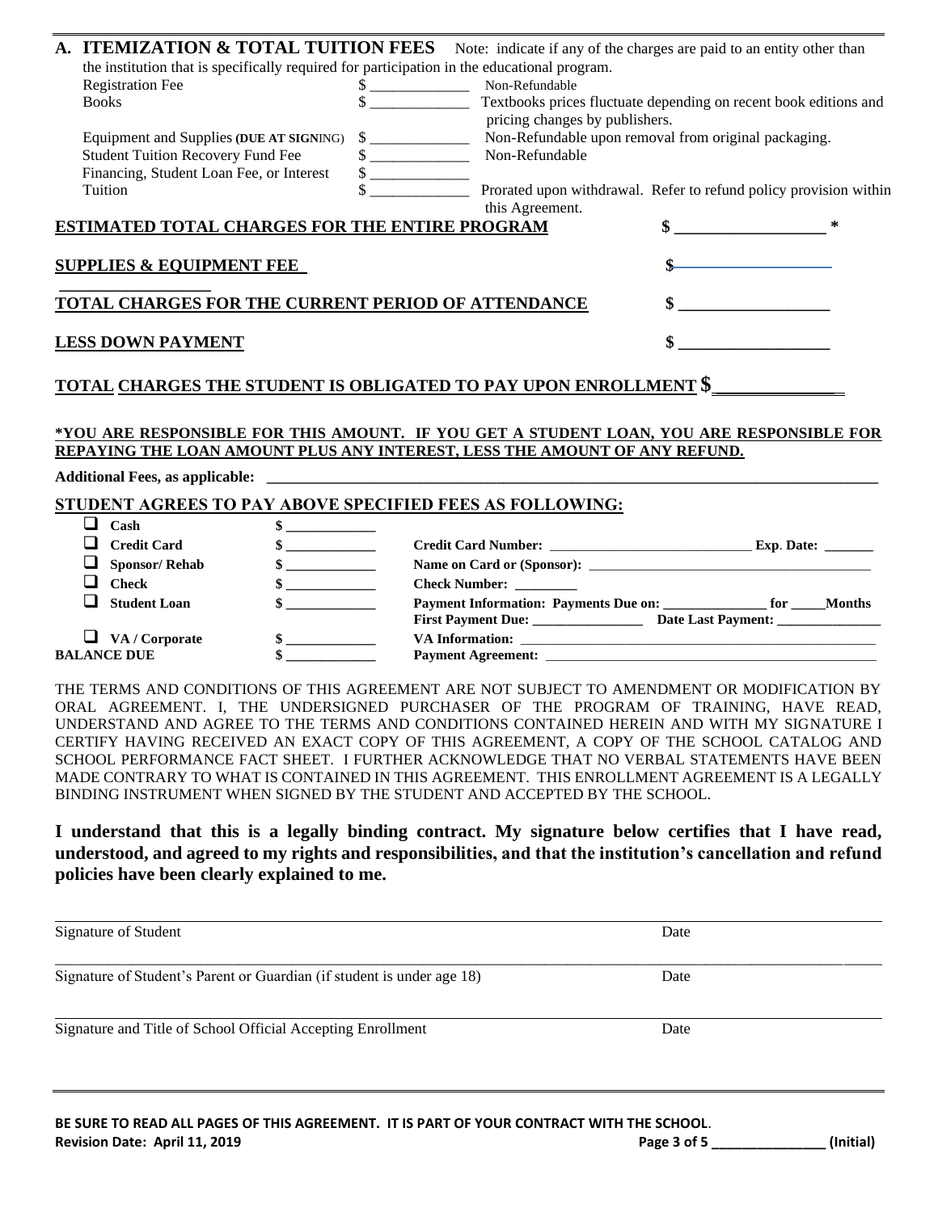## A. ITEMIZATION & TOTAL TUITION FEES

Note: indicate if any of the charges are paid to an entity other than the institution that is specifically required for participation in the educational program.

| Item | Amount | Note |
|---|---|---|
| Registration Fee | $ _____________ | Non-Refundable |
| Books | $ _____________ | Textbooks prices fluctuate depending on recent book editions and pricing changes by publishers. |
| Equipment and Supplies **(DUE AT SIGNING)** | $ _____________ | Non-Refundable upon removal from original packaging. |
| Student Tuition Recovery Fund Fee | $ _____________ | Non-Refundable |
| Financing, Student Loan Fee, or Interest | $ _____________ | |
| Tuition | $ _____________ | Prorated upon withdrawal. Refer to refund policy provision within this Agreement. |

**ESTIMATED TOTAL CHARGES FOR THE ENTIRE PROGRAM** $ __________________ *

**SUPPLIES & EQUIPMENT FEE** $ __________________

**TOTAL CHARGES FOR THE CURRENT PERIOD OF ATTENDANCE** $ __________________

**LESS DOWN PAYMENT** $ __________________

**TOTAL CHARGES THE STUDENT IS OBLIGATED TO PAY UPON ENROLLMENT $** ______________

**\*YOU ARE RESPONSIBLE FOR THIS AMOUNT. IF YOU GET A STUDENT LOAN, YOU ARE RESPONSIBLE FOR REPAYING THE LOAN AMOUNT PLUS ANY INTEREST, LESS THE AMOUNT OF ANY REFUND.**

**Additional Fees, as applicable:** ______________________________________________________________

## STUDENT AGREES TO PAY ABOVE SPECIFIED FEES AS FOLLOWING:

| | Amount | Details |
|---|---|---|
| ☐ **Cash** | **$** _____________ | |
| ☐ **Credit Card** | **$** _____________ | **Credit Card Number:** ______________________________ **Exp. Date:** _______ |
| ☐ **Sponsor/ Rehab** | **$** _____________ | **Name on Card or (Sponsor):** ________________________________________ |
| ☐ **Check** | **$** _____________ | **Check Number:** _________ |
| ☐ **Student Loan** | **$** _____________ | **Payment Information: Payments Due on:** _______________ **for** _____**Months** **First Payment Due:** ________________ **Date Last Payment:** _______________ |
| ☐ **VA / Corporate** | **$** _____________ | **VA Information:** _____________________________________________________ |
| **BALANCE DUE** | **$** _____________ | **Payment Agreement:** __________________________________________________ |

THE TERMS AND CONDITIONS OF THIS AGREEMENT ARE NOT SUBJECT TO AMENDMENT OR MODIFICATION BY ORAL AGREEMENT. I, THE UNDERSIGNED PURCHASER OF THE PROGRAM OF TRAINING, HAVE READ, UNDERSTAND AND AGREE TO THE TERMS AND CONDITIONS CONTAINED HEREIN AND WITH MY SIGNATURE I CERTIFY HAVING RECEIVED AN EXACT COPY OF THIS AGREEMENT, A COPY OF THE SCHOOL CATALOG AND SCHOOL PERFORMANCE FACT SHEET. I FURTHER ACKNOWLEDGE THAT NO VERBAL STATEMENTS HAVE BEEN MADE CONTRARY TO WHAT IS CONTAINED IN THIS AGREEMENT. THIS ENROLLMENT AGREEMENT IS A LEGALLY BINDING INSTRUMENT WHEN SIGNED BY THE STUDENT AND ACCEPTED BY THE SCHOOL.

**I understand that this is a legally binding contract. My signature below certifies that I have read, understood, and agreed to my rights and responsibilities, and that the institution's cancellation and refund policies have been clearly explained to me.**

_____________________________________________________________________________

Signature of Student — Date

_____________________________________________________________________________

Signature of Student's Parent or Guardian (if student is under age 18) — Date

_____________________________________________________________________________

Signature and Title of School Official Accepting Enrollment — Date

**BE SURE TO READ ALL PAGES OF THIS AGREEMENT. IT IS PART OF YOUR CONTRACT WITH THE SCHOOL.**

**Revision Date: April 11, 2019**

**_______________ (Initial)**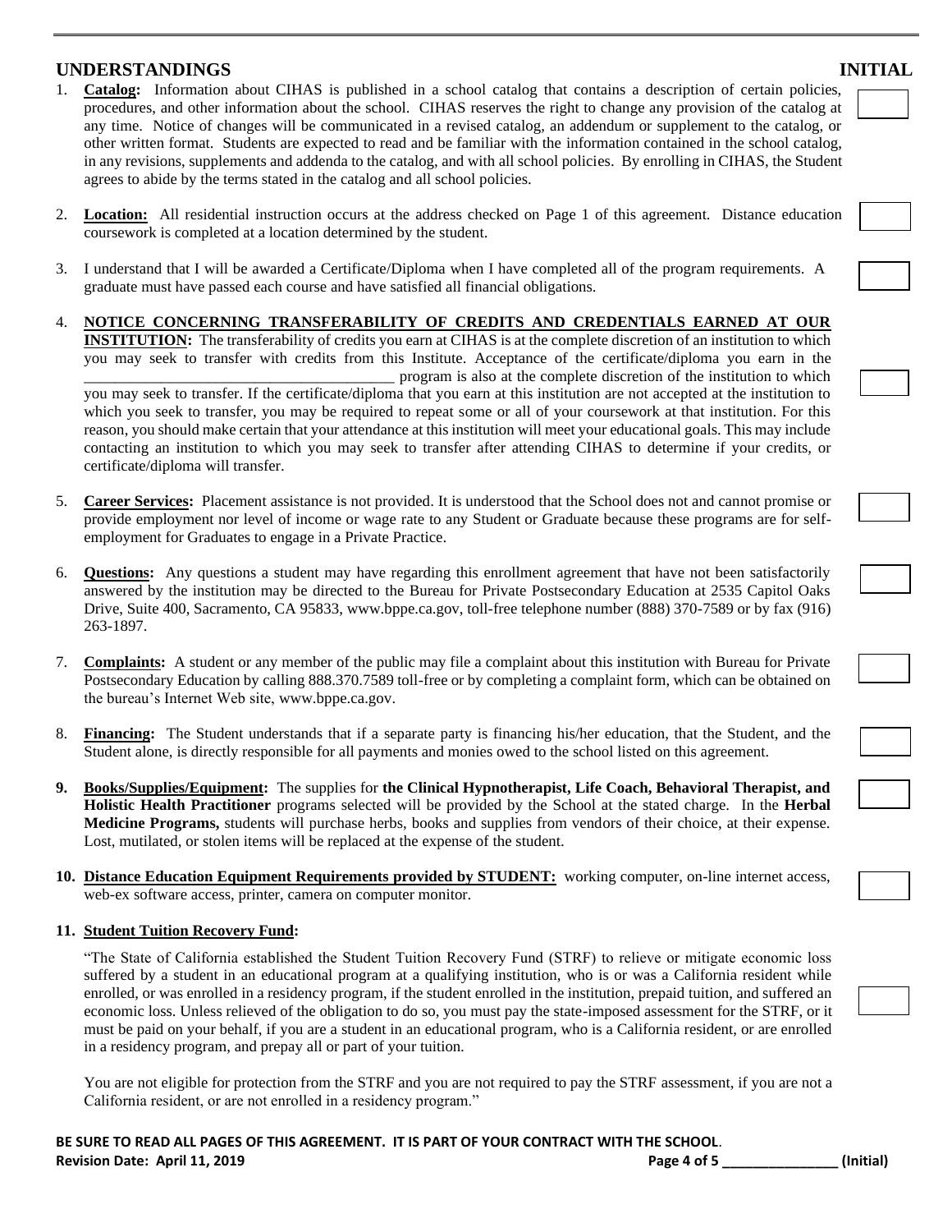## UNDERSTANDINGS **INITIAL**

1. **Catalog:** Information about CIHAS is published in a school catalog that contains a description of certain policies, procedures, and other information about the school. CIHAS reserves the right to change any provision of the catalog at any time. Notice of changes will be communicated in a revised catalog, an addendum or supplement to the catalog, or other written format. Students are expected to read and be familiar with the information contained in the school catalog, in any revisions, supplements and addenda to the catalog, and with all school policies. By enrolling in CIHAS, the Student agrees to abide by the terms stated in the catalog and all school policies.

2. **Location:** All residential instruction occurs at the address checked on Page 1 of this agreement. Distance education coursework is completed at a location determined by the student.

3. I understand that I will be awarded a Certificate/Diploma when I have completed all of the program requirements. A graduate must have passed each course and have satisfied all financial obligations.

4. **NOTICE CONCERNING TRANSFERABILITY OF CREDITS AND CREDENTIALS EARNED AT OUR INSTITUTION:** The transferability of credits you earn at CIHAS is at the complete discretion of an institution to which you may seek to transfer with credits from this Institute. Acceptance of the certificate/diploma you earn in the ________________________________________ program is also at the complete discretion of the institution to which you may seek to transfer. If the certificate/diploma that you earn at this institution are not accepted at the institution to which you seek to transfer, you may be required to repeat some or all of your coursework at that institution. For this reason, you should make certain that your attendance at this institution will meet your educational goals. This may include contacting an institution to which you may seek to transfer after attending CIHAS to determine if your credits, or certificate/diploma will transfer.

5. **Career Services:** Placement assistance is not provided. It is understood that the School does not and cannot promise or provide employment nor level of income or wage rate to any Student or Graduate because these programs are for self-employment for Graduates to engage in a Private Practice.

6. **Questions:** Any questions a student may have regarding this enrollment agreement that have not been satisfactorily answered by the institution may be directed to the Bureau for Private Postsecondary Education at 2535 Capitol Oaks Drive, Suite 400, Sacramento, CA 95833, www.bppe.ca.gov, toll-free telephone number (888) 370-7589 or by fax (916) 263-1897.

7. **Complaints:** A student or any member of the public may file a complaint about this institution with Bureau for Private Postsecondary Education by calling 888.370.7589 toll-free or by completing a complaint form, which can be obtained on the bureau's Internet Web site, www.bppe.ca.gov.

8. **Financing:** The Student understands that if a separate party is financing his/her education, that the Student, and the Student alone, is directly responsible for all payments and monies owed to the school listed on this agreement.

9. **Books/Supplies/Equipment:** The supplies for **the Clinical Hypnotherapist, Life Coach, Behavioral Therapist, and Holistic Health Practitioner** programs selected will be provided by the School at the stated charge. In the **Herbal Medicine Programs,** students will purchase herbs, books and supplies from vendors of their choice, at their expense. Lost, mutilated, or stolen items will be replaced at the expense of the student.

10. **Distance Education Equipment Requirements provided by STUDENT:** working computer, on-line internet access, web-ex software access, printer, camera on computer monitor.

11. **Student Tuition Recovery Fund:**

"The State of California established the Student Tuition Recovery Fund (STRF) to relieve or mitigate economic loss suffered by a student in an educational program at a qualifying institution, who is or was a California resident while enrolled, or was enrolled in a residency program, if the student enrolled in the institution, prepaid tuition, and suffered an economic loss. Unless relieved of the obligation to do so, you must pay the state-imposed assessment for the STRF, or it must be paid on your behalf, if you are a student in an educational program, who is a California resident, or are enrolled in a residency program, and prepay all or part of your tuition.

You are not eligible for protection from the STRF and you are not required to pay the STRF assessment, if you are not a California resident, or are not enrolled in a residency program."

**BE SURE TO READ ALL PAGES OF THIS AGREEMENT. IT IS PART OF YOUR CONTRACT WITH THE SCHOOL.**

**Revision Date: April 11, 2019** **_______________ (Initial)**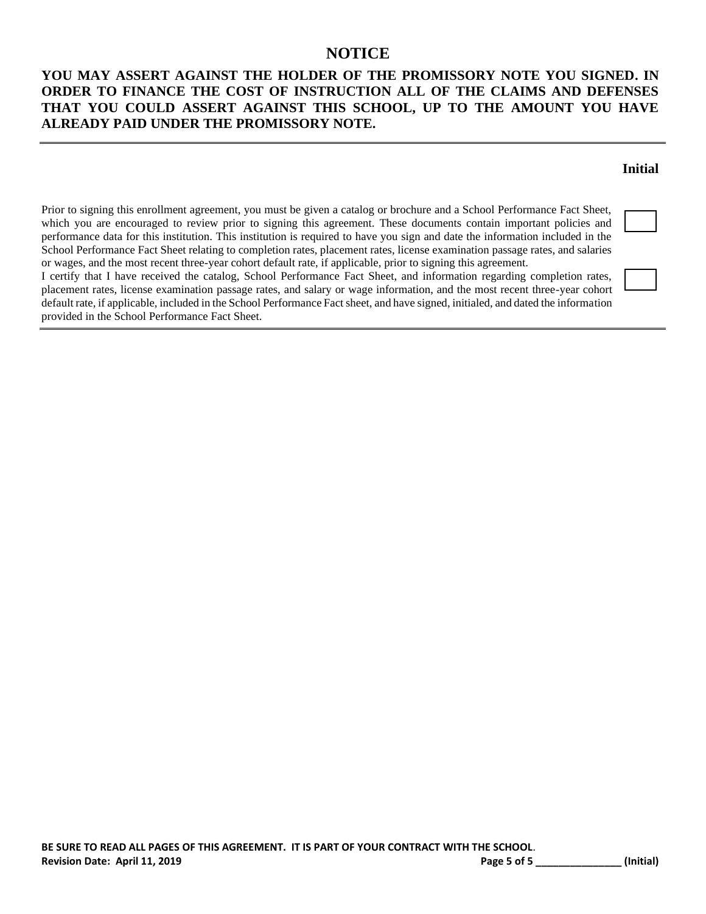# NOTICE

**YOU MAY ASSERT AGAINST THE HOLDER OF THE PROMISSORY NOTE YOU SIGNED. IN ORDER TO FINANCE THE COST OF INSTRUCTION ALL OF THE CLAIMS AND DEFENSES THAT YOU COULD ASSERT AGAINST THIS SCHOOL, UP TO THE AMOUNT YOU HAVE ALREADY PAID UNDER THE PROMISSORY NOTE.**

---

| | Initial |
|---|---|
| Prior to signing this enrollment agreement, you must be given a catalog or brochure and a School Performance Fact Sheet, which you are encouraged to review prior to signing this agreement. These documents contain important policies and performance data for this institution. This institution is required to have you sign and date the information included in the School Performance Fact Sheet relating to completion rates, placement rates, license examination passage rates, and salaries or wages, and the most recent three-year cohort default rate, if applicable, prior to signing this agreement. | |
| I certify that I have received the catalog, School Performance Fact Sheet, and information regarding completion rates, placement rates, license examination passage rates, and salary or wage information, and the most recent three-year cohort default rate, if applicable, included in the School Performance Fact sheet, and have signed, initialed, and dated the information provided in the School Performance Fact Sheet. | |

**BE SURE TO READ ALL PAGES OF THIS AGREEMENT. IT IS PART OF YOUR CONTRACT WITH THE SCHOOL**.

**Revision Date: April 11, 2019**

**_______________ (Initial)**